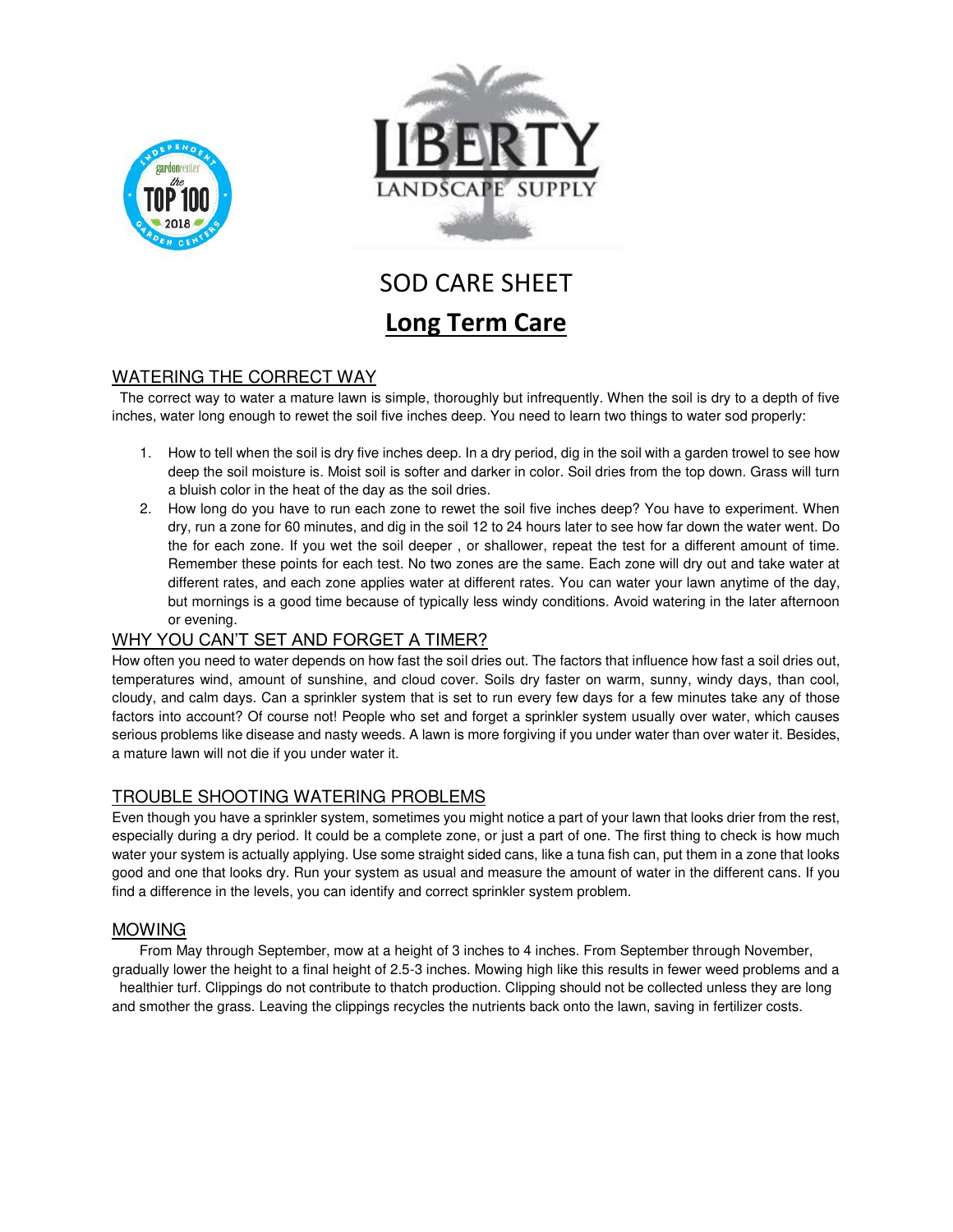# SOD CARE SHEET

## Long Term Care

### WATERING THE CORRECT WAY

The correct way to water a mature lawn is simple, thoroughly but infrequently. When the soil is dry to a depth of five inches, water long enough to rewet the soil five inches deep. You need to learn two things to water sod properly:

1. How to tell when the soil is dry five inches deep. In a dry period, dig in the soil with a garden trowel to see how deep the soil moisture is. Moist soil is softer and darker in color. Soil dries from the top down. Grass will turn a bluish color in the heat of the day as the soil dries.
2. How long do you have to run each zone to rewet the soil five inches deep? You have to experiment. When dry, run a zone for 60 minutes, and dig in the soil 12 to 24 hours later to see how far down the water went. Do the for each zone. If you wet the soil deeper , or shallower, repeat the test for a different amount of time. Remember these points for each test. No two zones are the same. Each zone will dry out and take water at different rates, and each zone applies water at different rates. You can water your lawn anytime of the day, but mornings is a good time because of typically less windy conditions. Avoid watering in the later afternoon or evening.

### WHY YOU CAN'T SET AND FORGET A TIMER?

How often you need to water depends on how fast the soil dries out. The factors that influence how fast a soil dries out, temperatures wind, amount of sunshine, and cloud cover. Soils dry faster on warm, sunny, windy days, than cool, cloudy, and calm days. Can a sprinkler system that is set to run every few days for a few minutes take any of those factors into account? Of course not! People who set and forget a sprinkler system usually over water, which causes serious problems like disease and nasty weeds. A lawn is more forgiving if you under water than over water it. Besides, a mature lawn will not die if you under water it.

### TROUBLE SHOOTING WATERING PROBLEMS

Even though you have a sprinkler system, sometimes you might notice a part of your lawn that looks drier from the rest, especially during a dry period. It could be a complete zone, or just a part of one. The first thing to check is how much water your system is actually applying. Use some straight sided cans, like a tuna fish can, put them in a zone that looks good and one that looks dry. Run your system as usual and measure the amount of water in the different cans. If you find a difference in the levels, you can identify and correct sprinkler system problem.

### MOWING

From May through September, mow at a height of 3 inches to 4 inches. From September through November, gradually lower the height to a final height of 2.5-3 inches. Mowing high like this results in fewer weed problems and a healthier turf. Clippings do not contribute to thatch production. Clipping should not be collected unless they are long and smother the grass. Leaving the clippings recycles the nutrients back onto the lawn, saving in fertilizer costs.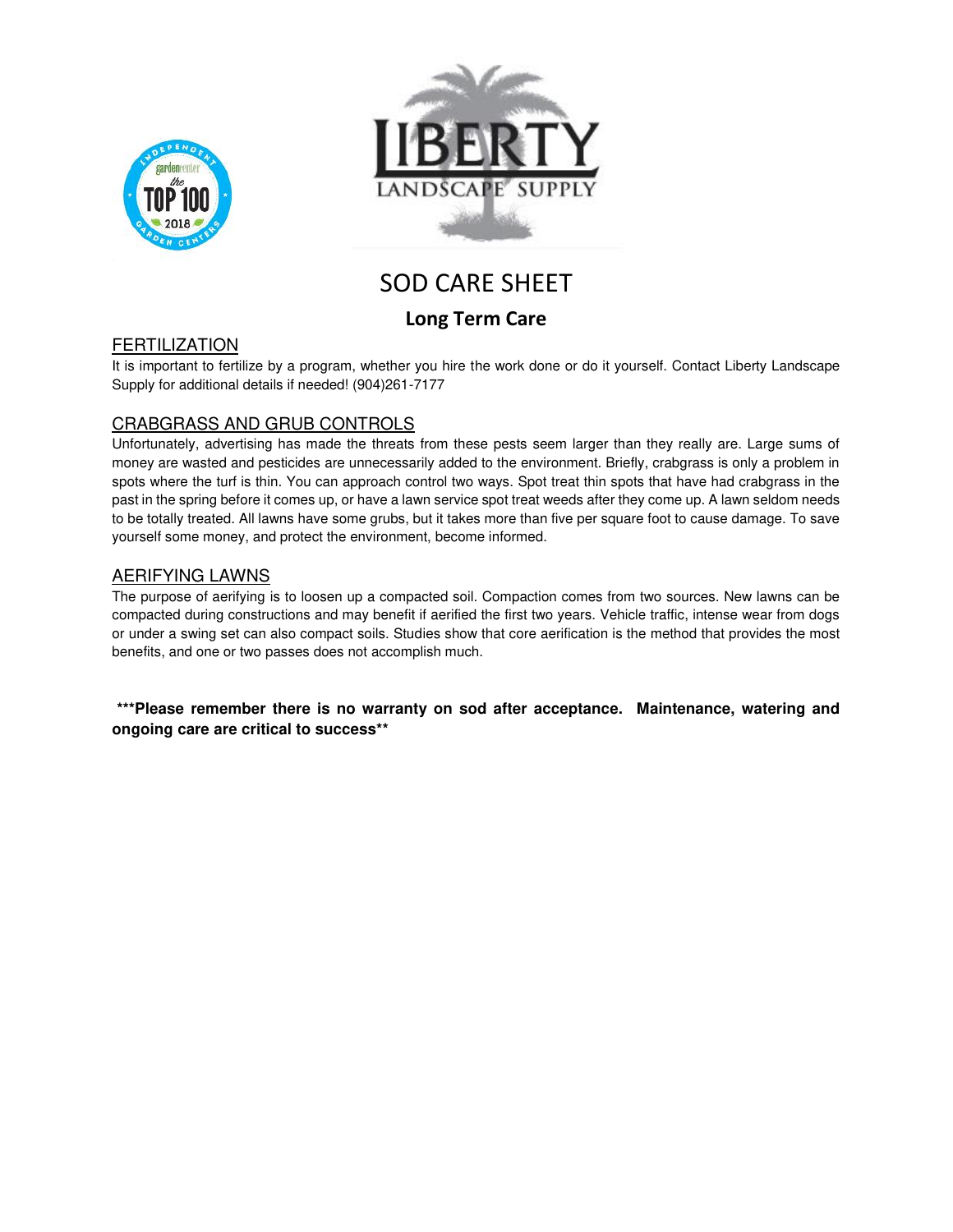# SOD CARE SHEET

## Long Term Care

### FERTILIZATION

It is important to fertilize by a program, whether you hire the work done or do it yourself. Contact Liberty Landscape Supply for additional details if needed! (904)261-7177

### CRABGRASS AND GRUB CONTROLS

Unfortunately, advertising has made the threats from these pests seem larger than they really are. Large sums of money are wasted and pesticides are unnecessarily added to the environment. Briefly, crabgrass is only a problem in spots where the turf is thin. You can approach control two ways. Spot treat thin spots that have had crabgrass in the past in the spring before it comes up, or have a lawn service spot treat weeds after they come up. A lawn seldom needs to be totally treated. All lawns have some grubs, but it takes more than five per square foot to cause damage. To save yourself some money, and protect the environment, become informed.

### AERIFYING LAWNS

The purpose of aerifying is to loosen up a compacted soil. Compaction comes from two sources. New lawns can be compacted during constructions and may benefit if aerified the first two years. Vehicle traffic, intense wear from dogs or under a swing set can also compact soils. Studies show that core aerification is the method that provides the most benefits, and one or two passes does not accomplish much.

**\*\*\*Please remember there is no warranty on sod after acceptance. Maintenance, watering and ongoing care are critical to success\*\***